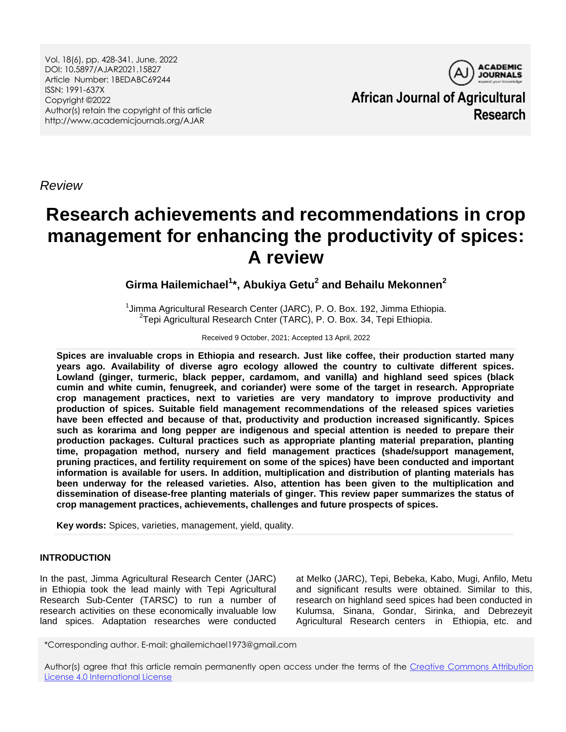*Review*

# Research achievements and recommendations in crop management for enhancing the productivity of spices: A review

**Girma Hailemichael[1]*, Abukiya Getu[2] and Behailu Mekonnen[2]**

[1]Jimma Agricultural Research Center (JARC), P. O. Box. 192, Jimma Ethiopia.
[2]Tepi Agricultural Research Cnter (TARC), P. O. Box. 34, Tepi Ethiopia.

Received 9 October, 2021; Accepted 13 April, 2022

**Spices are invaluable crops in Ethiopia and research. Just like coffee, their production started many years ago. Availability of diverse agro ecology allowed the country to cultivate different spices. Lowland (ginger, turmeric, black pepper, cardamom, and vanilla) and highland seed spices (black cumin and white cumin, fenugreek, and coriander) were some of the target in research. Appropriate crop management practices, next to varieties are very mandatory to improve productivity and production of spices. Suitable field management recommendations of the released spices varieties have been effected and because of that, productivity and production increased significantly. Spices such as korarima and long pepper are indigenous and special attention is needed to prepare their production packages. Cultural practices such as appropriate planting material preparation, planting time, propagation method, nursery and field management practices (shade/support management, pruning practices, and fertility requirement on some of the spices) have been conducted and important information is available for users. In addition, multiplication and distribution of planting materials has been underway for the released varieties. Also, attention has been given to the multiplication and dissemination of disease-free planting materials of ginger. This review paper summarizes the status of crop management practices, achievements, challenges and future prospects of spices.**

**Key words:** Spices, varieties, management, yield, quality.

## INTRODUCTION

In the past, Jimma Agricultural Research Center (JARC) in Ethiopia took the lead mainly with Tepi Agricultural Research Sub-Center (TARSC) to run a number of research activities on these economically invaluable low land spices. Adaptation researches were conducted at Melko (JARC), Tepi, Bebeka, Kabo, Mugi, Anfilo, Metu and significant results were obtained. Similar to this, research on highland seed spices had been conducted in Kulumsa, Sinana, Gondar, Sirinka, and Debrezeyit Agricultural Research centers in Ethiopia, etc. and

*Corresponding author. E-mail: ghailemichael1973@gmail.com

Author(s) agree that this article remain permanently open access under the terms of the Creative Commons Attribution License 4.0 International License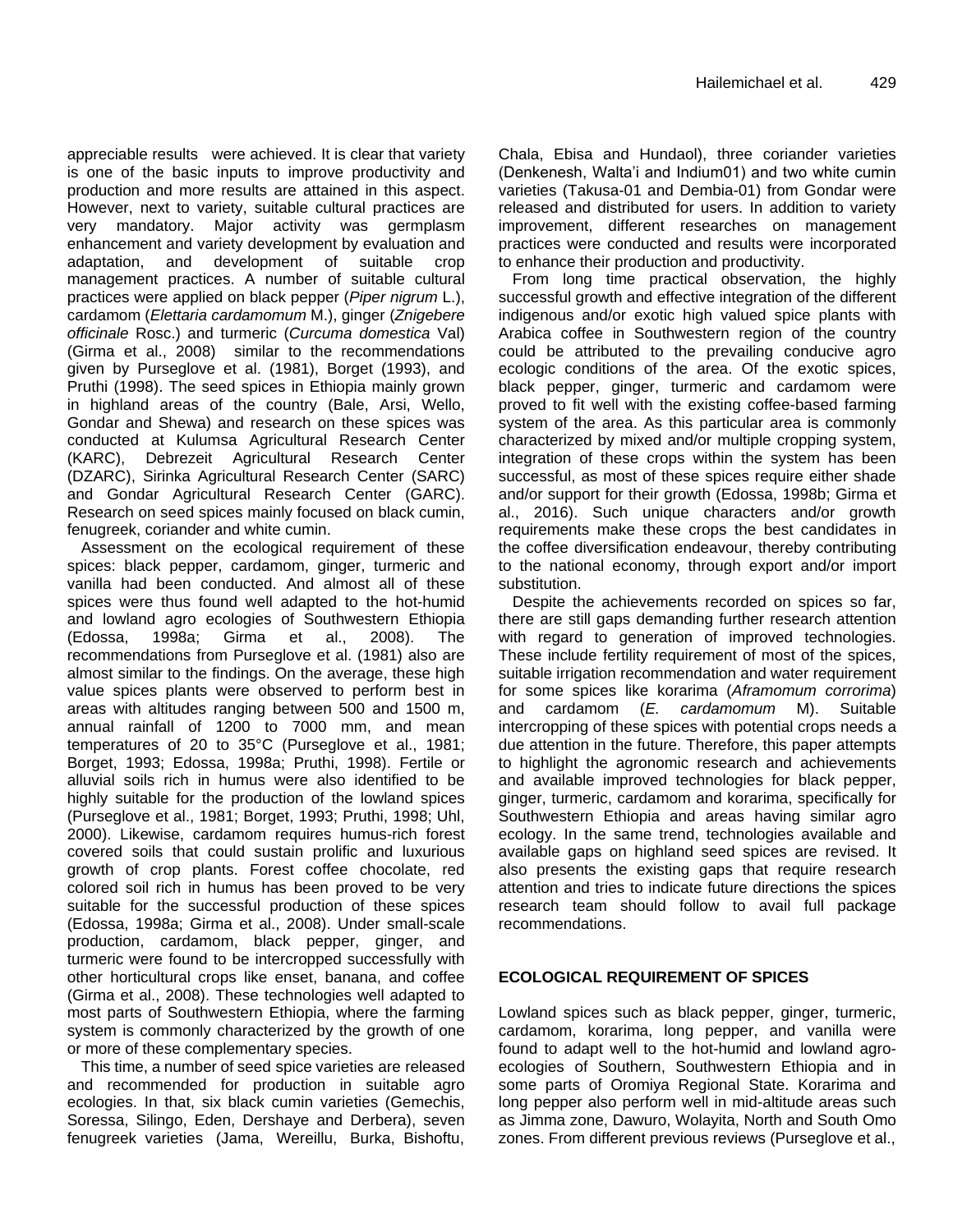appreciable results were achieved. It is clear that variety is one of the basic inputs to improve productivity and production and more results are attained in this aspect. However, next to variety, suitable cultural practices are very mandatory. Major activity was germplasm enhancement and variety development by evaluation and adaptation, and development of suitable crop management practices. A number of suitable cultural practices were applied on black pepper (*Piper nigrum* L.), cardamom (*Elettaria cardamomum* M.), ginger (*Znigebere officinale* Rosc.) and turmeric (*Curcuma domestica* Val) (Girma et al., 2008) similar to the recommendations given by Purseglove et al. (1981), Borget (1993), and Pruthi (1998). The seed spices in Ethiopia mainly grown in highland areas of the country (Bale, Arsi, Wello, Gondar and Shewa) and research on these spices was conducted at Kulumsa Agricultural Research Center (KARC), Debrezeit Agricultural Research Center (DZARC), Sirinka Agricultural Research Center (SARC) and Gondar Agricultural Research Center (GARC). Research on seed spices mainly focused on black cumin, fenugreek, coriander and white cumin.

Assessment on the ecological requirement of these spices: black pepper, cardamom, ginger, turmeric and vanilla had been conducted. And almost all of these spices were thus found well adapted to the hot-humid and lowland agro ecologies of Southwestern Ethiopia (Edossa, 1998a; Girma et al., 2008). The recommendations from Purseglove et al. (1981) also are almost similar to the findings. On the average, these high value spices plants were observed to perform best in areas with altitudes ranging between 500 and 1500 m, annual rainfall of 1200 to 7000 mm, and mean temperatures of 20 to 35°C (Purseglove et al., 1981; Borget, 1993; Edossa, 1998a; Pruthi, 1998). Fertile or alluvial soils rich in humus were also identified to be highly suitable for the production of the lowland spices (Purseglove et al., 1981; Borget, 1993; Pruthi, 1998; Uhl, 2000). Likewise, cardamom requires humus-rich forest covered soils that could sustain prolific and luxurious growth of crop plants. Forest coffee chocolate, red colored soil rich in humus has been proved to be very suitable for the successful production of these spices (Edossa, 1998a; Girma et al., 2008). Under small-scale production, cardamom, black pepper, ginger, and turmeric were found to be intercropped successfully with other horticultural crops like enset, banana, and coffee (Girma et al., 2008). These technologies well adapted to most parts of Southwestern Ethiopia, where the farming system is commonly characterized by the growth of one or more of these complementary species.

This time, a number of seed spice varieties are released and recommended for production in suitable agro ecologies. In that, six black cumin varieties (Gemechis, Soressa, Silingo, Eden, Dershaye and Derbera), seven fenugreek varieties (Jama, Wereillu, Burka, Bishoftu, Chala, Ebisa and Hundaol), three coriander varieties (Denkenesh, Walta'i and Indium01) and two white cumin varieties (Takusa-01 and Dembia-01) from Gondar were released and distributed for users. In addition to variety improvement, different researches on management practices were conducted and results were incorporated to enhance their production and productivity.

From long time practical observation, the highly successful growth and effective integration of the different indigenous and/or exotic high valued spice plants with Arabica coffee in Southwestern region of the country could be attributed to the prevailing conducive agro ecologic conditions of the area. Of the exotic spices, black pepper, ginger, turmeric and cardamom were proved to fit well with the existing coffee-based farming system of the area. As this particular area is commonly characterized by mixed and/or multiple cropping system, integration of these crops within the system has been successful, as most of these spices require either shade and/or support for their growth (Edossa, 1998b; Girma et al., 2016). Such unique characters and/or growth requirements make these crops the best candidates in the coffee diversification endeavour, thereby contributing to the national economy, through export and/or import substitution.

Despite the achievements recorded on spices so far, there are still gaps demanding further research attention with regard to generation of improved technologies. These include fertility requirement of most of the spices, suitable irrigation recommendation and water requirement for some spices like korarima (*Aframomum corrorima*) and cardamom (*E. cardamomum* M). Suitable intercropping of these spices with potential crops needs a due attention in the future. Therefore, this paper attempts to highlight the agronomic research and achievements and available improved technologies for black pepper, ginger, turmeric, cardamom and korarima, specifically for Southwestern Ethiopia and areas having similar agro ecology. In the same trend, technologies available and available gaps on highland seed spices are revised. It also presents the existing gaps that require research attention and tries to indicate future directions the spices research team should follow to avail full package recommendations.

## ECOLOGICAL REQUIREMENT OF SPICES

Lowland spices such as black pepper, ginger, turmeric, cardamom, korarima, long pepper, and vanilla were found to adapt well to the hot-humid and lowland agro-ecologies of Southern, Southwestern Ethiopia and in some parts of Oromiya Regional State. Korarima and long pepper also perform well in mid-altitude areas such as Jimma zone, Dawuro, Wolayita, North and South Omo zones. From different previous reviews (Purseglove et al.,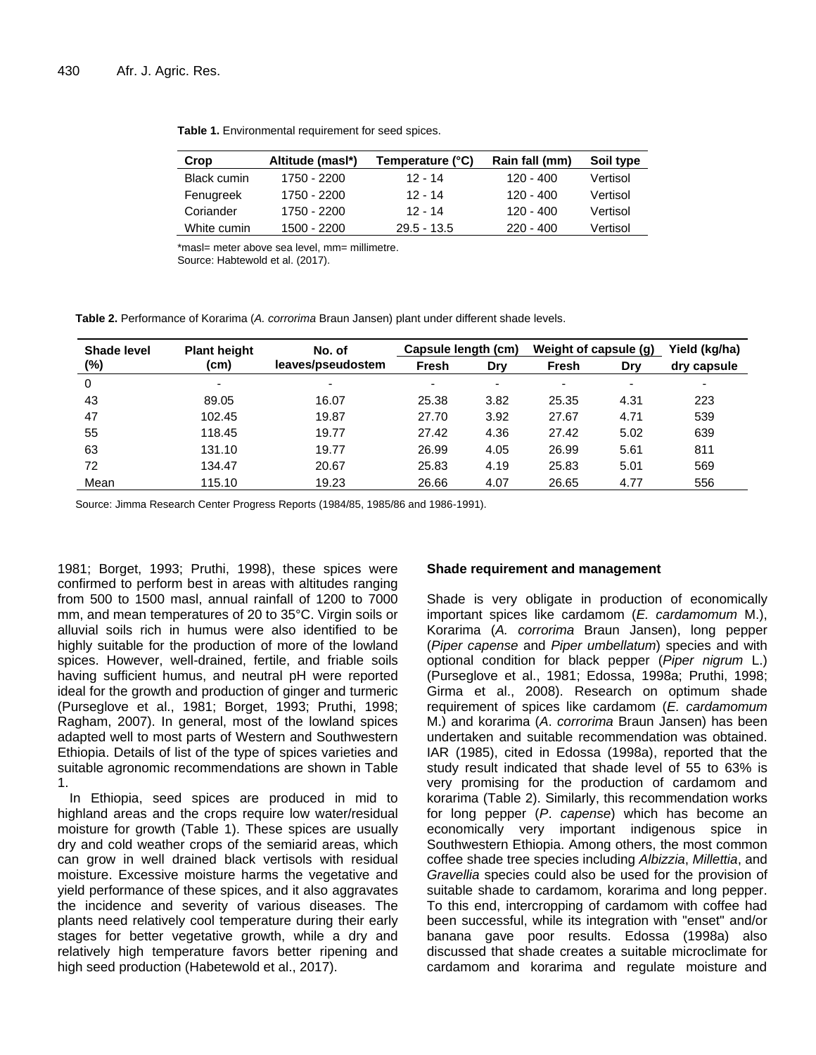**Table 1.** Environmental requirement for seed spices.

| Crop | Altitude (masl*) | Temperature (°C) | Rain fall (mm) | Soil type |
|---|---|---|---|---|
| Black cumin | 1750 - 2200 | 12 - 14 | 120 - 400 | Vertisol |
| Fenugreek | 1750 - 2200 | 12 - 14 | 120 - 400 | Vertisol |
| Coriander | 1750 - 2200 | 12 - 14 | 120 - 400 | Vertisol |
| White cumin | 1500 - 2200 | 29.5 - 13.5 | 220 - 400 | Vertisol |

*masl= meter above sea level, mm= millimetre.
Source: Habtewold et al. (2017).

**Table 2.** Performance of Korarima (*A. corrorima* Braun Jansen) plant under different shade levels.

| Shade level (%) | Plant height (cm) | No. of leaves/pseudostem | Capsule length (cm) | | Weight of capsule (g) | | Yield (kg/ha) dry capsule |
|---|---|---|---|---|---|---|---|
| | | | Fresh | Dry | Fresh | Dry | |
| 0 | - | - | - | - | - | - | - |
| 43 | 89.05 | 16.07 | 25.38 | 3.82 | 25.35 | 4.31 | 223 |
| 47 | 102.45 | 19.87 | 27.70 | 3.92 | 27.67 | 4.71 | 539 |
| 55 | 118.45 | 19.77 | 27.42 | 4.36 | 27.42 | 5.02 | 639 |
| 63 | 131.10 | 19.77 | 26.99 | 4.05 | 26.99 | 5.61 | 811 |
| 72 | 134.47 | 20.67 | 25.83 | 4.19 | 25.83 | 5.01 | 569 |
| Mean | 115.10 | 19.23 | 26.66 | 4.07 | 26.65 | 4.77 | 556 |

Source: Jimma Research Center Progress Reports (1984/85, 1985/86 and 1986-1991).

1981; Borget, 1993; Pruthi, 1998), these spices were confirmed to perform best in areas with altitudes ranging from 500 to 1500 masl, annual rainfall of 1200 to 7000 mm, and mean temperatures of 20 to 35°C. Virgin soils or alluvial soils rich in humus were also identified to be highly suitable for the production of more of the lowland spices. However, well-drained, fertile, and friable soils having sufficient humus, and neutral pH were reported ideal for the growth and production of ginger and turmeric (Purseglove et al., 1981; Borget, 1993; Pruthi, 1998; Ragham, 2007). In general, most of the lowland spices adapted well to most parts of Western and Southwestern Ethiopia. Details of list of the type of spices varieties and suitable agronomic recommendations are shown in Table 1.

In Ethiopia, seed spices are produced in mid to highland areas and the crops require low water/residual moisture for growth (Table 1). These spices are usually dry and cold weather crops of the semiarid areas, which can grow in well drained black vertisols with residual moisture. Excessive moisture harms the vegetative and yield performance of these spices, and it also aggravates the incidence and severity of various diseases. The plants need relatively cool temperature during their early stages for better vegetative growth, while a dry and relatively high temperature favors better ripening and high seed production (Habetewold et al., 2017).

### Shade requirement and management

Shade is very obligate in production of economically important spices like cardamom (*E. cardamomum* M.), Korarima (*A. corrorima* Braun Jansen), long pepper (*Piper capense* and *Piper umbellatum*) species and with optional condition for black pepper (*Piper nigrum* L.) (Purseglove et al., 1981; Edossa, 1998a; Pruthi, 1998; Girma et al., 2008). Research on optimum shade requirement of spices like cardamom (*E. cardamomum* M.) and korarima (*A. corrorima* Braun Jansen) has been undertaken and suitable recommendation was obtained. IAR (1985), cited in Edossa (1998a), reported that the study result indicated that shade level of 55 to 63% is very promising for the production of cardamom and korarima (Table 2). Similarly, this recommendation works for long pepper (*P. capense*) which has become an economically very important indigenous spice in Southwestern Ethiopia. Among others, the most common coffee shade tree species including *Albizzia*, *Millettia*, and *Gravellia* species could also be used for the provision of suitable shade to cardamom, korarima and long pepper. To this end, intercropping of cardamom with coffee had been successful, while its integration with "enset" and/or banana gave poor results. Edossa (1998a) also discussed that shade creates a suitable microclimate for cardamom and korarima and regulate moisture and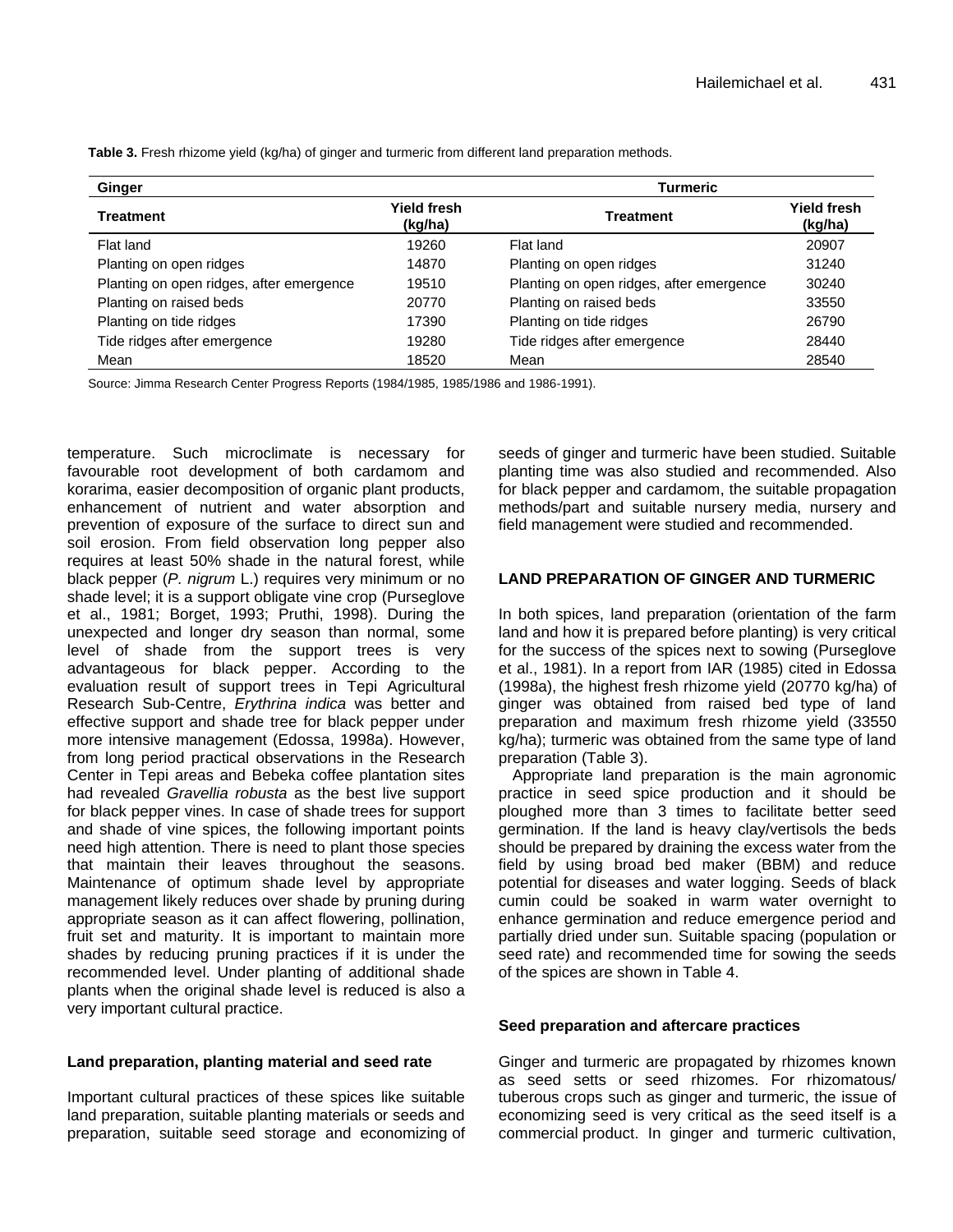**Table 3.** Fresh rhizome yield (kg/ha) of ginger and turmeric from different land preparation methods.

| Ginger | | Turmeric | |
|---|---|---|---|
| **Treatment** | **Yield fresh (kg/ha)** | **Treatment** | **Yield fresh (kg/ha)** |
| Flat land | 19260 | Flat land | 20907 |
| Planting on open ridges | 14870 | Planting on open ridges | 31240 |
| Planting on open ridges, after emergence | 19510 | Planting on open ridges, after emergence | 30240 |
| Planting on raised beds | 20770 | Planting on raised beds | 33550 |
| Planting on tide ridges | 17390 | Planting on tide ridges | 26790 |
| Tide ridges after emergence | 19280 | Tide ridges after emergence | 28440 |
| Mean | 18520 | Mean | 28540 |

Source: Jimma Research Center Progress Reports (1984/1985, 1985/1986 and 1986-1991).

temperature. Such microclimate is necessary for favourable root development of both cardamom and korarima, easier decomposition of organic plant products, enhancement of nutrient and water absorption and prevention of exposure of the surface to direct sun and soil erosion. From field observation long pepper also requires at least 50% shade in the natural forest, while black pepper (*P. nigrum* L.) requires very minimum or no shade level; it is a support obligate vine crop (Purseglove et al., 1981; Borget, 1993; Pruthi, 1998). During the unexpected and longer dry season than normal, some level of shade from the support trees is very advantageous for black pepper. According to the evaluation result of support trees in Tepi Agricultural Research Sub-Centre, *Erythrina indica* was better and effective support and shade tree for black pepper under more intensive management (Edossa, 1998a). However, from long period practical observations in the Research Center in Tepi areas and Bebeka coffee plantation sites had revealed *Gravellia robusta* as the best live support for black pepper vines. In case of shade trees for support and shade of vine spices, the following important points need high attention. There is need to plant those species that maintain their leaves throughout the seasons. Maintenance of optimum shade level by appropriate management likely reduces over shade by pruning during appropriate season as it can affect flowering, pollination, fruit set and maturity. It is important to maintain more shades by reducing pruning practices if it is under the recommended level. Under planting of additional shade plants when the original shade level is reduced is also a very important cultural practice.

### Land preparation, planting material and seed rate

Important cultural practices of these spices like suitable land preparation, suitable planting materials or seeds and preparation, suitable seed storage and economizing of seeds of ginger and turmeric have been studied. Suitable planting time was also studied and recommended. Also for black pepper and cardamom, the suitable propagation methods/part and suitable nursery media, nursery and field management were studied and recommended.

## LAND PREPARATION OF GINGER AND TURMERIC

In both spices, land preparation (orientation of the farm land and how it is prepared before planting) is very critical for the success of the spices next to sowing (Purseglove et al., 1981). In a report from IAR (1985) cited in Edossa (1998a), the highest fresh rhizome yield (20770 kg/ha) of ginger was obtained from raised bed type of land preparation and maximum fresh rhizome yield (33550 kg/ha); turmeric was obtained from the same type of land preparation (Table 3).

Appropriate land preparation is the main agronomic practice in seed spice production and it should be ploughed more than 3 times to facilitate better seed germination. If the land is heavy clay/vertisols the beds should be prepared by draining the excess water from the field by using broad bed maker (BBM) and reduce potential for diseases and water logging. Seeds of black cumin could be soaked in warm water overnight to enhance germination and reduce emergence period and partially dried under sun. Suitable spacing (population or seed rate) and recommended time for sowing the seeds of the spices are shown in Table 4.

### Seed preparation and aftercare practices

Ginger and turmeric are propagated by rhizomes known as seed setts or seed rhizomes. For rhizomatous/ tuberous crops such as ginger and turmeric, the issue of economizing seed is very critical as the seed itself is a commercial product. In ginger and turmeric cultivation,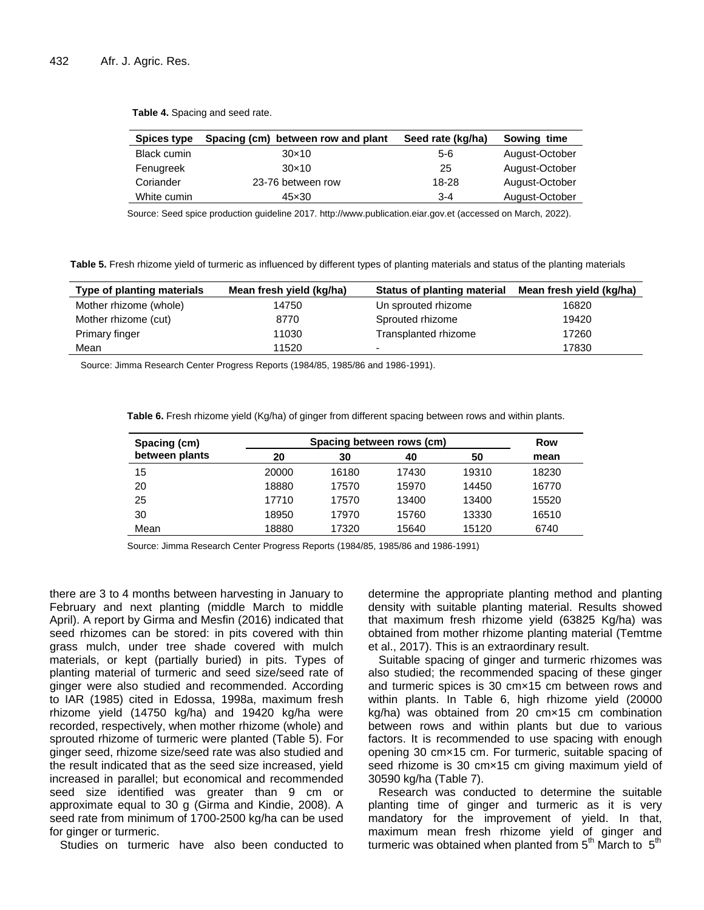**Table 4.** Spacing and seed rate.

| Spices type | Spacing (cm) between row and plant | Seed rate (kg/ha) | Sowing time |
|---|---|---|---|
| Black cumin | 30×10 | 5-6 | August-October |
| Fenugreek | 30×10 | 25 | August-October |
| Coriander | 23-76 between row | 18-28 | August-October |
| White cumin | 45×30 | 3-4 | August-October |

Source: Seed spice production guideline 2017. http://www.publication.eiar.gov.et (accessed on March, 2022).

**Table 5.** Fresh rhizome yield of turmeric as influenced by different types of planting materials and status of the planting materials

| Type of planting materials | Mean fresh yield (kg/ha) | Status of planting material | Mean fresh yield (kg/ha) |
|---|---|---|---|
| Mother rhizome (whole) | 14750 | Un sprouted rhizome | 16820 |
| Mother rhizome (cut) | 8770 | Sprouted rhizome | 19420 |
| Primary finger | 11030 | Transplanted rhizome | 17260 |
| Mean | 11520 | - | 17830 |

Source: Jimma Research Center Progress Reports (1984/85, 1985/86 and 1986-1991).

**Table 6.** Fresh rhizome yield (Kg/ha) of ginger from different spacing between rows and within plants.

| Spacing (cm) between plants | Spacing between rows (cm) | | | | Row mean |
|---|---|---|---|---|---|
| | 20 | 30 | 40 | 50 | |
| 15 | 20000 | 16180 | 17430 | 19310 | 18230 |
| 20 | 18880 | 17570 | 15970 | 14450 | 16770 |
| 25 | 17710 | 17570 | 13400 | 13400 | 15520 |
| 30 | 18950 | 17970 | 15760 | 13330 | 16510 |
| Mean | 18880 | 17320 | 15640 | 15120 | 6740 |

Source: Jimma Research Center Progress Reports (1984/85, 1985/86 and 1986-1991)

there are 3 to 4 months between harvesting in January to February and next planting (middle March to middle April). A report by Girma and Mesfin (2016) indicated that seed rhizomes can be stored: in pits covered with thin grass mulch, under tree shade covered with mulch materials, or kept (partially buried) in pits. Types of planting material of turmeric and seed size/seed rate of ginger were also studied and recommended. According to IAR (1985) cited in Edossa, 1998a, maximum fresh rhizome yield (14750 kg/ha) and 19420 kg/ha were recorded, respectively, when mother rhizome (whole) and sprouted rhizome of turmeric were planted (Table 5). For ginger seed, rhizome size/seed rate was also studied and the result indicated that as the seed size increased, yield increased in parallel; but economical and recommended seed size identified was greater than 9 cm or approximate equal to 30 g (Girma and Kindie, 2008). A seed rate from minimum of 1700-2500 kg/ha can be used for ginger or turmeric.

Studies on turmeric have also been conducted to determine the appropriate planting method and planting density with suitable planting material. Results showed that maximum fresh rhizome yield (63825 Kg/ha) was obtained from mother rhizome planting material (Temtme et al., 2017). This is an extraordinary result.

Suitable spacing of ginger and turmeric rhizomes was also studied; the recommended spacing of these ginger and turmeric spices is 30 cm×15 cm between rows and within plants. In Table 6, high rhizome yield (20000 kg/ha) was obtained from 20 cm×15 cm combination between rows and within plants but due to various factors. It is recommended to use spacing with enough opening 30 cm×15 cm. For turmeric, suitable spacing of seed rhizome is 30 cm×15 cm giving maximum yield of 30590 kg/ha (Table 7).

Research was conducted to determine the suitable planting time of ginger and turmeric as it is very mandatory for the improvement of yield. In that, maximum mean fresh rhizome yield of ginger and turmeric was obtained when planted from 5th March to 5th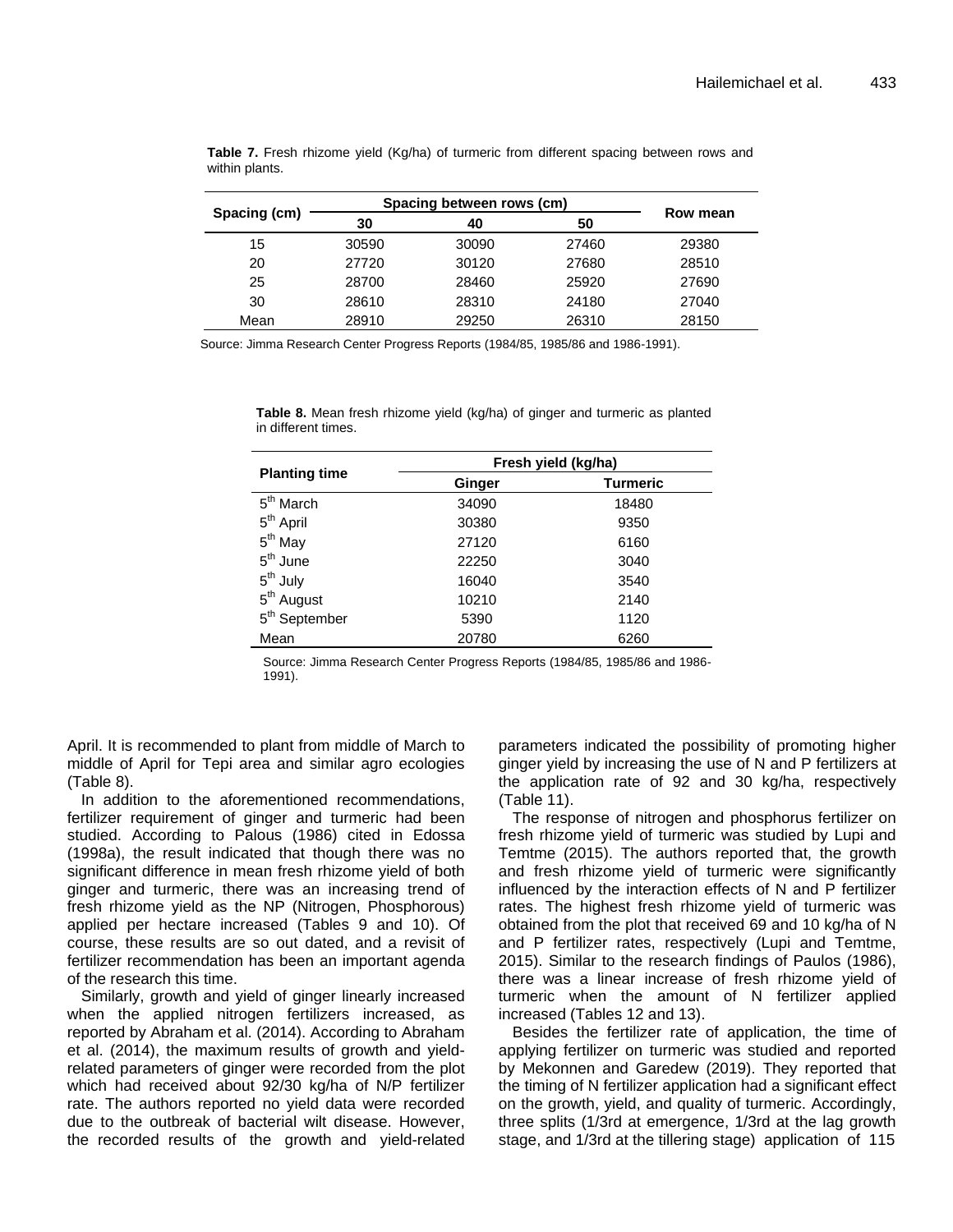**Table 7.** Fresh rhizome yield (Kg/ha) of turmeric from different spacing between rows and within plants.

| Spacing (cm) | Spacing between rows (cm) | | | Row mean |
|---|---|---|---|---|
| | 30 | 40 | 50 | |
| 15 | 30590 | 30090 | 27460 | 29380 |
| 20 | 27720 | 30120 | 27680 | 28510 |
| 25 | 28700 | 28460 | 25920 | 27690 |
| 30 | 28610 | 28310 | 24180 | 27040 |
| Mean | 28910 | 29250 | 26310 | 28150 |

Source: Jimma Research Center Progress Reports (1984/85, 1985/86 and 1986-1991).

**Table 8.** Mean fresh rhizome yield (kg/ha) of ginger and turmeric as planted in different times.

| Planting time | Fresh yield (kg/ha) | |
|---|---|---|
| | Ginger | Turmeric |
| 5th March | 34090 | 18480 |
| 5th April | 30380 | 9350 |
| 5th May | 27120 | 6160 |
| 5th June | 22250 | 3040 |
| 5th July | 16040 | 3540 |
| 5th August | 10210 | 2140 |
| 5th September | 5390 | 1120 |
| Mean | 20780 | 6260 |

Source: Jimma Research Center Progress Reports (1984/85, 1985/86 and 1986-1991).

April. It is recommended to plant from middle of March to middle of April for Tepi area and similar agro ecologies (Table 8).

In addition to the aforementioned recommendations, fertilizer requirement of ginger and turmeric had been studied. According to Palous (1986) cited in Edossa (1998a), the result indicated that though there was no significant difference in mean fresh rhizome yield of both ginger and turmeric, there was an increasing trend of fresh rhizome yield as the NP (Nitrogen, Phosphorous) applied per hectare increased (Tables 9 and 10). Of course, these results are so out dated, and a revisit of fertilizer recommendation has been an important agenda of the research this time.

Similarly, growth and yield of ginger linearly increased when the applied nitrogen fertilizers increased, as reported by Abraham et al. (2014). According to Abraham et al. (2014), the maximum results of growth and yield-related parameters of ginger were recorded from the plot which had received about 92/30 kg/ha of N/P fertilizer rate. The authors reported no yield data were recorded due to the outbreak of bacterial wilt disease. However, the recorded results of the growth and yield-related parameters indicated the possibility of promoting higher ginger yield by increasing the use of N and P fertilizers at the application rate of 92 and 30 kg/ha, respectively (Table 11).

The response of nitrogen and phosphorus fertilizer on fresh rhizome yield of turmeric was studied by Lupi and Temtme (2015). The authors reported that, the growth and fresh rhizome yield of turmeric were significantly influenced by the interaction effects of N and P fertilizer rates. The highest fresh rhizome yield of turmeric was obtained from the plot that received 69 and 10 kg/ha of N and P fertilizer rates, respectively (Lupi and Temtme, 2015). Similar to the research findings of Paulos (1986), there was a linear increase of fresh rhizome yield of turmeric when the amount of N fertilizer applied increased (Tables 12 and 13).

Besides the fertilizer rate of application, the time of applying fertilizer on turmeric was studied and reported by Mekonnen and Garedew (2019). They reported that the timing of N fertilizer application had a significant effect on the growth, yield, and quality of turmeric. Accordingly, three splits (1/3rd at emergence, 1/3rd at the lag growth stage, and 1/3rd at the tillering stage) application of 115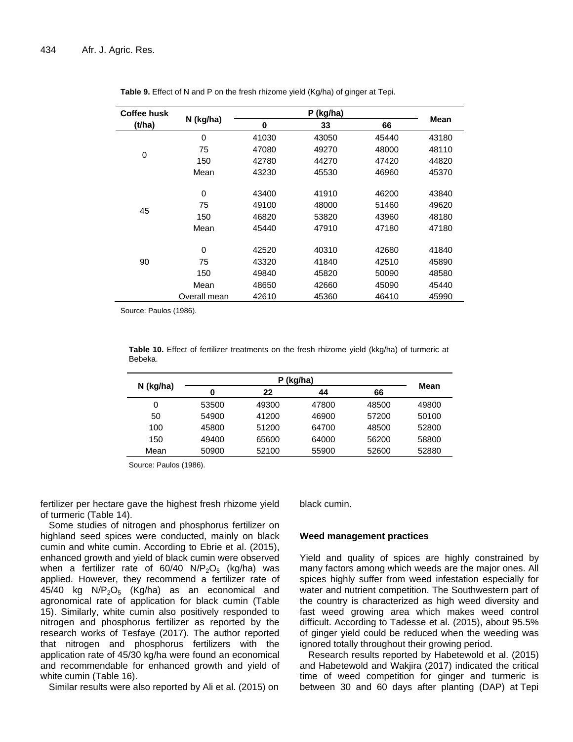**Table 9.** Effect of N and P on the fresh rhizome yield (Kg/ha) of ginger at Tepi.

| Coffee husk (t/ha) | N (kg/ha) | P (kg/ha) | | | Mean |
|---|---|---|---|---|---|
| | | 0 | 33 | 66 | |
| 0 | 0 | 41030 | 43050 | 45440 | 43180 |
| | 75 | 47080 | 49270 | 48000 | 48110 |
| | 150 | 42780 | 44270 | 47420 | 44820 |
| | Mean | 43230 | 45530 | 46960 | 45370 |
| 45 | 0 | 43400 | 41910 | 46200 | 43840 |
| | 75 | 49100 | 48000 | 51460 | 49620 |
| | 150 | 46820 | 53820 | 43960 | 48180 |
| | Mean | 45440 | 47910 | 47180 | 47180 |
| 90 | 0 | 42520 | 40310 | 42680 | 41840 |
| | 75 | 43320 | 41840 | 42510 | 45890 |
| | 150 | 49840 | 45820 | 50090 | 48580 |
| | Mean | 48650 | 42660 | 45090 | 45440 |
| | Overall mean | 42610 | 45360 | 46410 | 45990 |

Source: Paulos (1986).

**Table 10.** Effect of fertilizer treatments on the fresh rhizome yield (kkg/ha) of turmeric at Bebeka.

| N (kg/ha) | P (kg/ha) | | | | Mean |
|---|---|---|---|---|---|
| | 0 | 22 | 44 | 66 | |
| 0 | 53500 | 49300 | 47800 | 48500 | 49800 |
| 50 | 54900 | 41200 | 46900 | 57200 | 50100 |
| 100 | 45800 | 51200 | 64700 | 48500 | 52800 |
| 150 | 49400 | 65600 | 64000 | 56200 | 58800 |
| Mean | 50900 | 52100 | 55900 | 52600 | 52880 |

Source: Paulos (1986).

fertilizer per hectare gave the highest fresh rhizome yield of turmeric (Table 14).

Some studies of nitrogen and phosphorus fertilizer on highland seed spices were conducted, mainly on black cumin and white cumin. According to Ebrie et al. (2015), enhanced growth and yield of black cumin were observed when a fertilizer rate of 60/40 $N/P_2O_5$ (kg/ha) was applied. However, they recommend a fertilizer rate of 45/40 kg $N/P_2O_5$ (Kg/ha) as an economical and agronomical rate of application for black cumin (Table 15). Similarly, white cumin also positively responded to nitrogen and phosphorus fertilizer as reported by the research works of Tesfaye (2017). The author reported that nitrogen and phosphorus fertilizers with the application rate of 45/30 kg/ha were found an economical and recommendable for enhanced growth and yield of white cumin (Table 16).

Similar results were also reported by Ali et al. (2015) on black cumin.

## Weed management practices

Yield and quality of spices are highly constrained by many factors among which weeds are the major ones. All spices highly suffer from weed infestation especially for water and nutrient competition. The Southwestern part of the country is characterized as high weed diversity and fast weed growing area which makes weed control difficult. According to Tadesse et al. (2015), about 95.5% of ginger yield could be reduced when the weeding was ignored totally throughout their growing period.

Research results reported by Habetewold et al. (2015) and Habetewold and Wakjira (2017) indicated the critical time of weed competition for ginger and turmeric is between 30 and 60 days after planting (DAP) at Tepi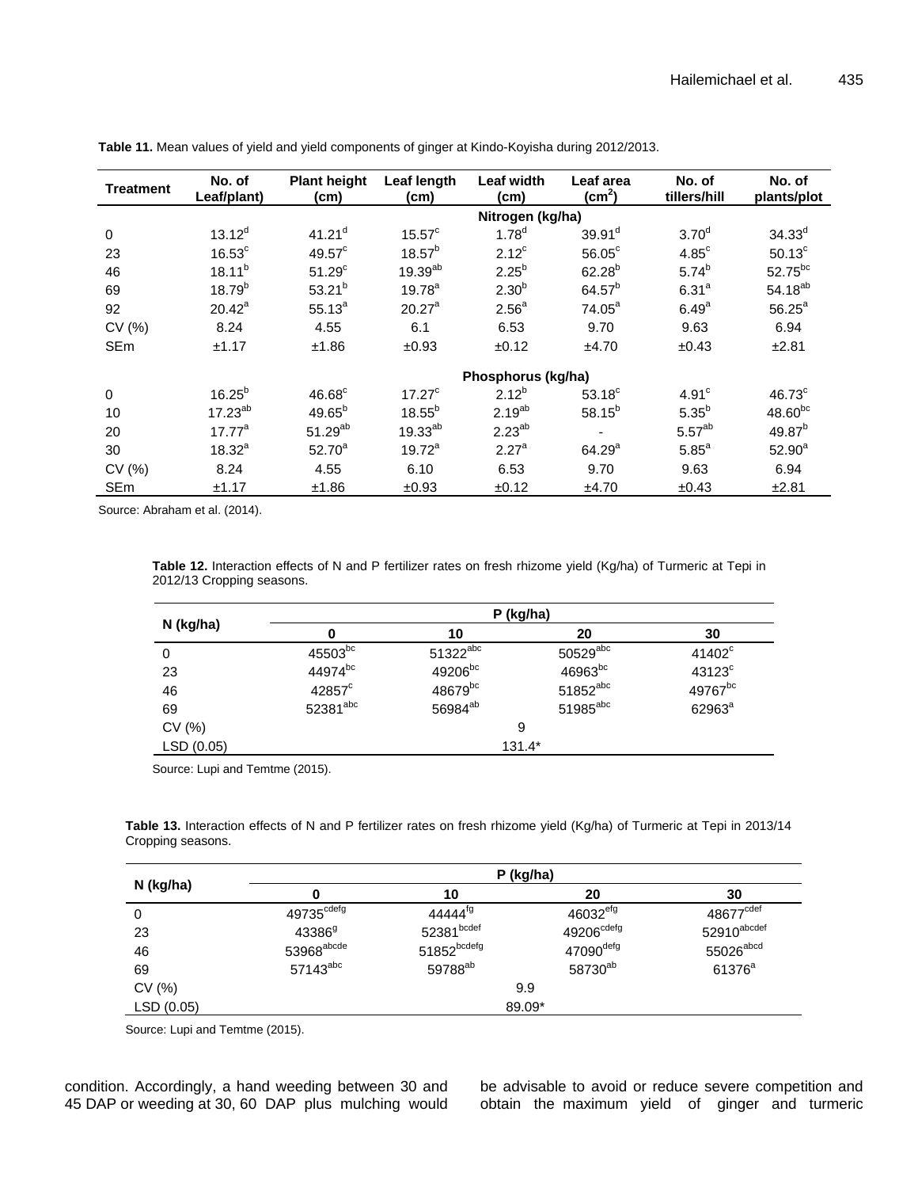**Table 11.** Mean values of yield and yield components of ginger at Kindo-Koyisha during 2012/2013.

| Treatment | No. of Leaf/plant) | Plant height (cm) | Leaf length (cm) | Leaf width (cm) | Leaf area ($cm^2$) | No. of tillers/hill | No. of plants/plot |
|---|---|---|---|---|---|---|---|
| | | | | Nitrogen (kg/ha) | | | |
| 0 | 13.12$^{d}$ | 41.21$^{d}$ | 15.57$^{c}$ | 1.78$^{d}$ | 39.91$^{d}$ | 3.70$^{d}$ | 34.33$^{d}$ |
| 23 | 16.53$^{c}$ | 49.57$^{c}$ | 18.57$^{b}$ | 2.12$^{c}$ | 56.05$^{c}$ | 4.85$^{c}$ | 50.13$^{c}$ |
| 46 | 18.11$^{b}$ | 51.29$^{c}$ | 19.39$^{ab}$ | 2.25$^{b}$ | 62.28$^{b}$ | 5.74$^{b}$ | 52.75$^{bc}$ |
| 69 | 18.79$^{b}$ | 53.21$^{b}$ | 19.78$^{a}$ | 2.30$^{b}$ | 64.57$^{b}$ | 6.31$^{a}$ | 54.18$^{ab}$ |
| 92 | 20.42$^{a}$ | 55.13$^{a}$ | 20.27$^{a}$ | 2.56$^{a}$ | 74.05$^{a}$ | 6.49$^{a}$ | 56.25$^{a}$ |
| CV (%) | 8.24 | 4.55 | 6.1 | 6.53 | 9.70 | 9.63 | 6.94 |
| SEm | ±1.17 | ±1.86 | ±0.93 | ±0.12 | ±4.70 | ±0.43 | ±2.81 |
| | | | | Phosphorus (kg/ha) | | | |
| 0 | 16.25$^{b}$ | 46.68$^{c}$ | 17.27$^{c}$ | 2.12$^{b}$ | 53.18$^{c}$ | 4.91$^{c}$ | 46.73$^{c}$ |
| 10 | 17.23$^{ab}$ | 49.65$^{b}$ | 18.55$^{b}$ | 2.19$^{ab}$ | 58.15$^{b}$ | 5.35$^{b}$ | 48.60$^{bc}$ |
| 20 | 17.77$^{a}$ | 51.29$^{ab}$ | 19.33$^{ab}$ | 2.23$^{ab}$ | - | 5.57$^{ab}$ | 49.87$^{b}$ |
| 30 | 18.32$^{a}$ | 52.70$^{a}$ | 19.72$^{a}$ | 2.27$^{a}$ | 64.29$^{a}$ | 5.85$^{a}$ | 52.90$^{a}$ |
| CV (%) | 8.24 | 4.55 | 6.10 | 6.53 | 9.70 | 9.63 | 6.94 |
| SEm | ±1.17 | ±1.86 | ±0.93 | ±0.12 | ±4.70 | ±0.43 | ±2.81 |

Source: Abraham et al. (2014).

**Table 12.** Interaction effects of N and P fertilizer rates on fresh rhizome yield (Kg/ha) of Turmeric at Tepi in 2012/13 Cropping seasons.

| N (kg/ha) | P (kg/ha) | | | |
|---|---|---|---|---|
| | 0 | 10 | 20 | 30 |
| 0 | 45503$^{bc}$ | 51322$^{abc}$ | 50529$^{abc}$ | 41402$^{c}$ |
| 23 | 44974$^{bc}$ | 49206$^{bc}$ | 46963$^{bc}$ | 43123$^{c}$ |
| 46 | 42857$^{c}$ | 48679$^{bc}$ | 51852$^{abc}$ | 49767$^{bc}$ |
| 69 | 52381$^{abc}$ | 56984$^{ab}$ | 51985$^{abc}$ | 62963$^{a}$ |
| CV (%) | | 9 | | |
| LSD (0.05) | | 131.4* | | |

Source: Lupi and Temtme (2015).

**Table 13.** Interaction effects of N and P fertilizer rates on fresh rhizome yield (Kg/ha) of Turmeric at Tepi in 2013/14 Cropping seasons.

| N (kg/ha) | P (kg/ha) | | | |
|---|---|---|---|---|
| | 0 | 10 | 20 | 30 |
| 0 | 49735$^{cdefg}$ | 44444$^{fg}$ | 46032$^{efg}$ | 48677$^{cdef}$ |
| 23 | 43386$^{g}$ | 52381$^{bcdef}$ | 49206$^{cdefg}$ | 52910$^{abcdef}$ |
| 46 | 53968$^{abcde}$ | 51852$^{bcdefg}$ | 47090$^{defg}$ | 55026$^{abcd}$ |
| 69 | 57143$^{abc}$ | 59788$^{ab}$ | 58730$^{ab}$ | 61376$^{a}$ |
| CV (%) | | 9.9 | | |
| LSD (0.05) | | 89.09* | | |

Source: Lupi and Temtme (2015).

condition. Accordingly, a hand weeding between 30 and 45 DAP or weeding at 30, 60 DAP plus mulching would be advisable to avoid or reduce severe competition and obtain the maximum yield of ginger and turmeric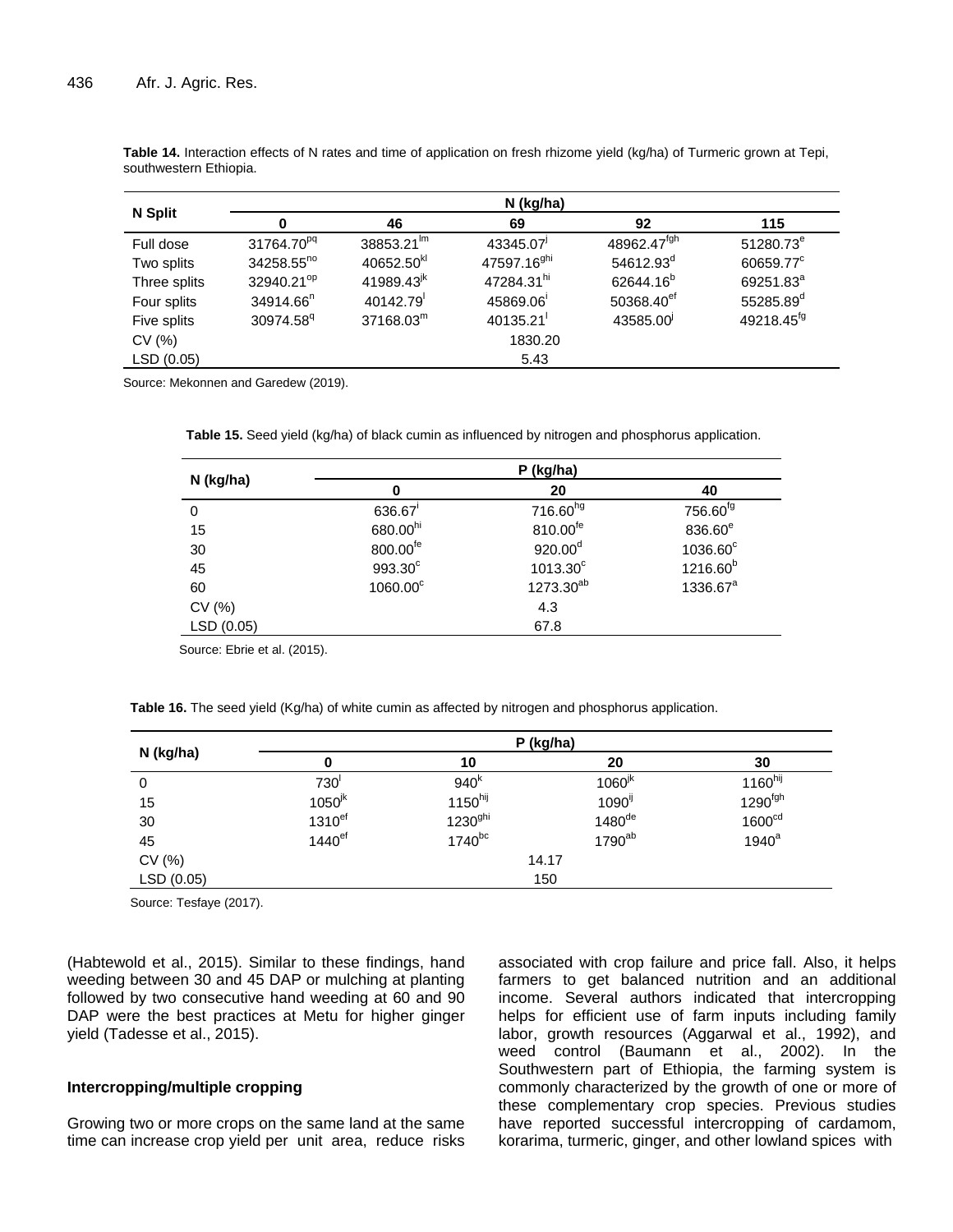**Table 14.** Interaction effects of N rates and time of application on fresh rhizome yield (kg/ha) of Turmeric grown at Tepi, southwestern Ethiopia.

| N Split | N (kg/ha) | | | | |
|---|---|---|---|---|---|
| | 0 | 46 | 69 | 92 | 115 |
| Full dose | 31764.70$^{pq}$ | 38853.21$^{lm}$ | 43345.07$^{j}$ | 48962.47$^{fgh}$ | 51280.73$^{e}$ |
| Two splits | 34258.55$^{no}$ | 40652.50$^{kl}$ | 47597.16$^{ghi}$ | 54612.93$^{d}$ | 60659.77$^{c}$ |
| Three splits | 32940.21$^{op}$ | 41989.43$^{jk}$ | 47284.31$^{hi}$ | 62644.16$^{b}$ | 69251.83$^{a}$ |
| Four splits | 34914.66$^{n}$ | 40142.79$^{l}$ | 45869.06$^{i}$ | 50368.40$^{ef}$ | 55285.89$^{d}$ |
| Five splits | 30974.58$^{q}$ | 37168.03$^{m}$ | 40135.21$^{l}$ | 43585.00$^{j}$ | 49218.45$^{fg}$ |
| CV (%) | | | 1830.20 | | |
| LSD (0.05) | | | 5.43 | | |

Source: Mekonnen and Garedew (2019).

**Table 15.** Seed yield (kg/ha) of black cumin as influenced by nitrogen and phosphorus application.

| N (kg/ha) | P (kg/ha) | | |
|---|---|---|---|
| | 0 | 20 | 40 |
| 0 | 636.67$^{i}$ | 716.60$^{hg}$ | 756.60$^{fg}$ |
| 15 | 680.00$^{hi}$ | 810.00$^{fe}$ | 836.60$^{e}$ |
| 30 | 800.00$^{fe}$ | 920.00$^{d}$ | 1036.60$^{c}$ |
| 45 | 993.30$^{c}$ | 1013.30$^{c}$ | 1216.60$^{b}$ |
| 60 | 1060.00$^{c}$ | 1273.30$^{ab}$ | 1336.67$^{a}$ |
| CV (%) | | 4.3 | |
| LSD (0.05) | | 67.8 | |

Source: Ebrie et al. (2015).

**Table 16.** The seed yield (Kg/ha) of white cumin as affected by nitrogen and phosphorus application.

| N (kg/ha) | P (kg/ha) | | | |
|---|---|---|---|---|
| | 0 | 10 | 20 | 30 |
| 0 | 730$^{l}$ | 940$^{k}$ | 1060$^{jk}$ | 1160$^{hij}$ |
| 15 | 1050$^{jk}$ | 1150$^{hij}$ | 1090$^{ij}$ | 1290$^{fgh}$ |
| 30 | 1310$^{ef}$ | 1230$^{ghi}$ | 1480$^{de}$ | 1600$^{cd}$ |
| 45 | 1440$^{ef}$ | 1740$^{bc}$ | 1790$^{ab}$ | 1940$^{a}$ |
| CV (%) | | 14.17 | | |
| LSD (0.05) | | 150 | | |

Source: Tesfaye (2017).

(Habtewold et al., 2015). Similar to these findings, hand weeding between 30 and 45 DAP or mulching at planting followed by two consecutive hand weeding at 60 and 90 DAP were the best practices at Metu for higher ginger yield (Tadesse et al., 2015).

### Intercropping/multiple cropping

Growing two or more crops on the same land at the same time can increase crop yield per unit area, reduce risks associated with crop failure and price fall. Also, it helps farmers to get balanced nutrition and an additional income. Several authors indicated that intercropping helps for efficient use of farm inputs including family labor, growth resources (Aggarwal et al., 1992), and weed control (Baumann et al., 2002). In the Southwestern part of Ethiopia, the farming system is commonly characterized by the growth of one or more of these complementary crop species. Previous studies have reported successful intercropping of cardamom, korarima, turmeric, ginger, and other lowland spices with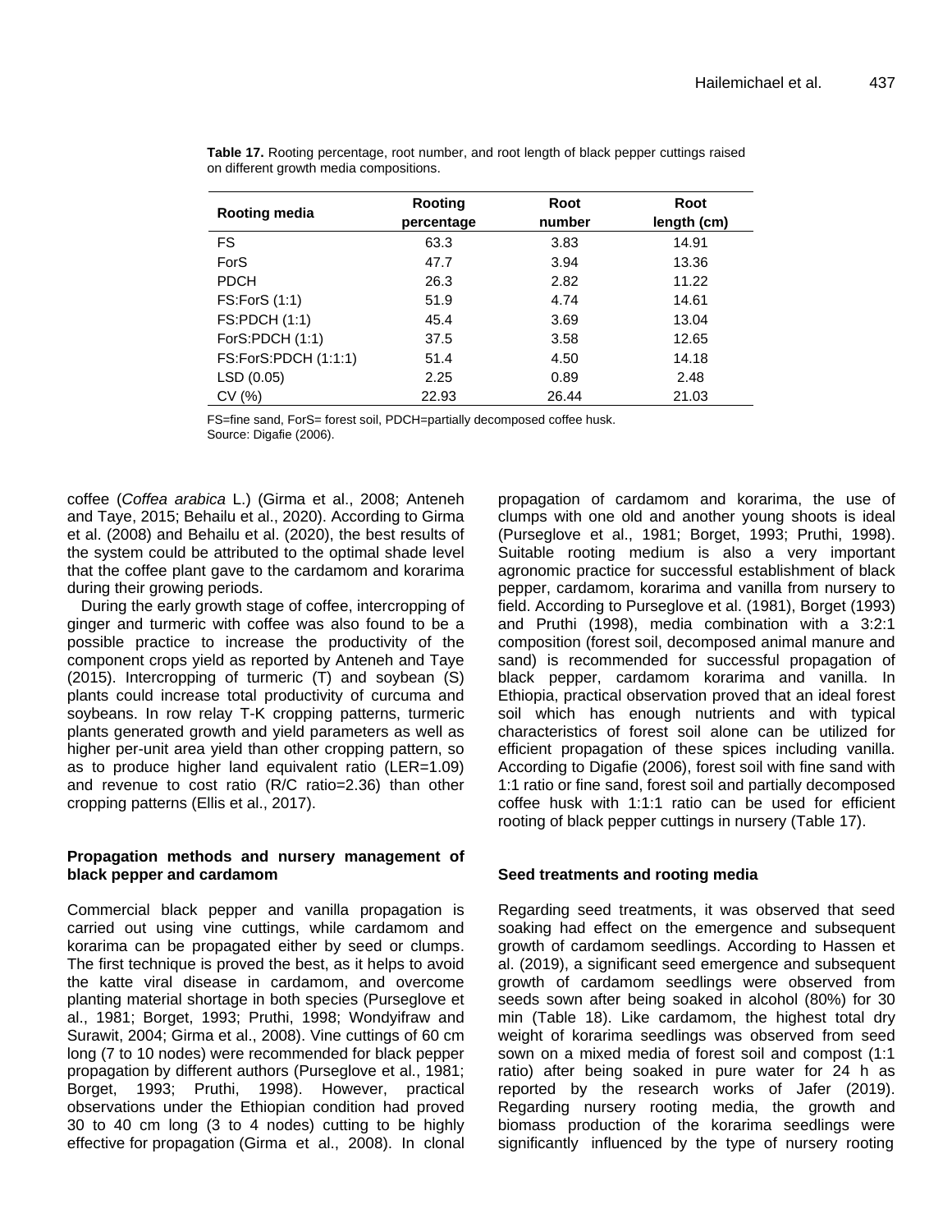**Table 17.** Rooting percentage, root number, and root length of black pepper cuttings raised on different growth media compositions.

| Rooting media | Rooting percentage | Root number | Root length (cm) |
|---|---|---|---|
| FS | 63.3 | 3.83 | 14.91 |
| ForS | 47.7 | 3.94 | 13.36 |
| PDCH | 26.3 | 2.82 | 11.22 |
| FS:ForS (1:1) | 51.9 | 4.74 | 14.61 |
| FS:PDCH (1:1) | 45.4 | 3.69 | 13.04 |
| ForS:PDCH (1:1) | 37.5 | 3.58 | 12.65 |
| FS:ForS:PDCH (1:1:1) | 51.4 | 4.50 | 14.18 |
| LSD (0.05) | 2.25 | 0.89 | 2.48 |
| CV (%) | 22.93 | 26.44 | 21.03 |

FS=fine sand, ForS= forest soil, PDCH=partially decomposed coffee husk.
Source: Digafie (2006).

coffee (*Coffea arabica* L.) (Girma et al., 2008; Anteneh and Taye, 2015; Behailu et al., 2020). According to Girma et al. (2008) and Behailu et al. (2020), the best results of the system could be attributed to the optimal shade level that the coffee plant gave to the cardamom and korarima during their growing periods.

During the early growth stage of coffee, intercropping of ginger and turmeric with coffee was also found to be a possible practice to increase the productivity of the component crops yield as reported by Anteneh and Taye (2015). Intercropping of turmeric (T) and soybean (S) plants could increase total productivity of curcuma and soybeans. In row relay T-K cropping patterns, turmeric plants generated growth and yield parameters as well as higher per-unit area yield than other cropping pattern, so as to produce higher land equivalent ratio (LER=1.09) and revenue to cost ratio (R/C ratio=2.36) than other cropping patterns (Ellis et al., 2017).

**Propagation methods and nursery management of black pepper and cardamom**

Commercial black pepper and vanilla propagation is carried out using vine cuttings, while cardamom and korarima can be propagated either by seed or clumps. The first technique is proved the best, as it helps to avoid the katte viral disease in cardamom, and overcome planting material shortage in both species (Purseglove et al., 1981; Borget, 1993; Pruthi, 1998; Wondyifraw and Surawit, 2004; Girma et al., 2008). Vine cuttings of 60 cm long (7 to 10 nodes) were recommended for black pepper propagation by different authors (Purseglove et al., 1981; Borget, 1993; Pruthi, 1998). However, practical observations under the Ethiopian condition had proved 30 to 40 cm long (3 to 4 nodes) cutting to be highly effective for propagation (Girma et al., 2008). In clonal propagation of cardamom and korarima, the use of clumps with one old and another young shoots is ideal (Purseglove et al., 1981; Borget, 1993; Pruthi, 1998). Suitable rooting medium is also a very important agronomic practice for successful establishment of black pepper, cardamom, korarima and vanilla from nursery to field. According to Purseglove et al. (1981), Borget (1993) and Pruthi (1998), media combination with a 3:2:1 composition (forest soil, decomposed animal manure and sand) is recommended for successful propagation of black pepper, cardamom korarima and vanilla. In Ethiopia, practical observation proved that an ideal forest soil which has enough nutrients and with typical characteristics of forest soil alone can be utilized for efficient propagation of these spices including vanilla. According to Digafie (2006), forest soil with fine sand with 1:1 ratio or fine sand, forest soil and partially decomposed coffee husk with 1:1:1 ratio can be used for efficient rooting of black pepper cuttings in nursery (Table 17).

**Seed treatments and rooting media**

Regarding seed treatments, it was observed that seed soaking had effect on the emergence and subsequent growth of cardamom seedlings. According to Hassen et al. (2019), a significant seed emergence and subsequent growth of cardamom seedlings were observed from seeds sown after being soaked in alcohol (80%) for 30 min (Table 18). Like cardamom, the highest total dry weight of korarima seedlings was observed from seed sown on a mixed media of forest soil and compost (1:1 ratio) after being soaked in pure water for 24 h as reported by the research works of Jafer (2019). Regarding nursery rooting media, the growth and biomass production of the korarima seedlings were significantly influenced by the type of nursery rooting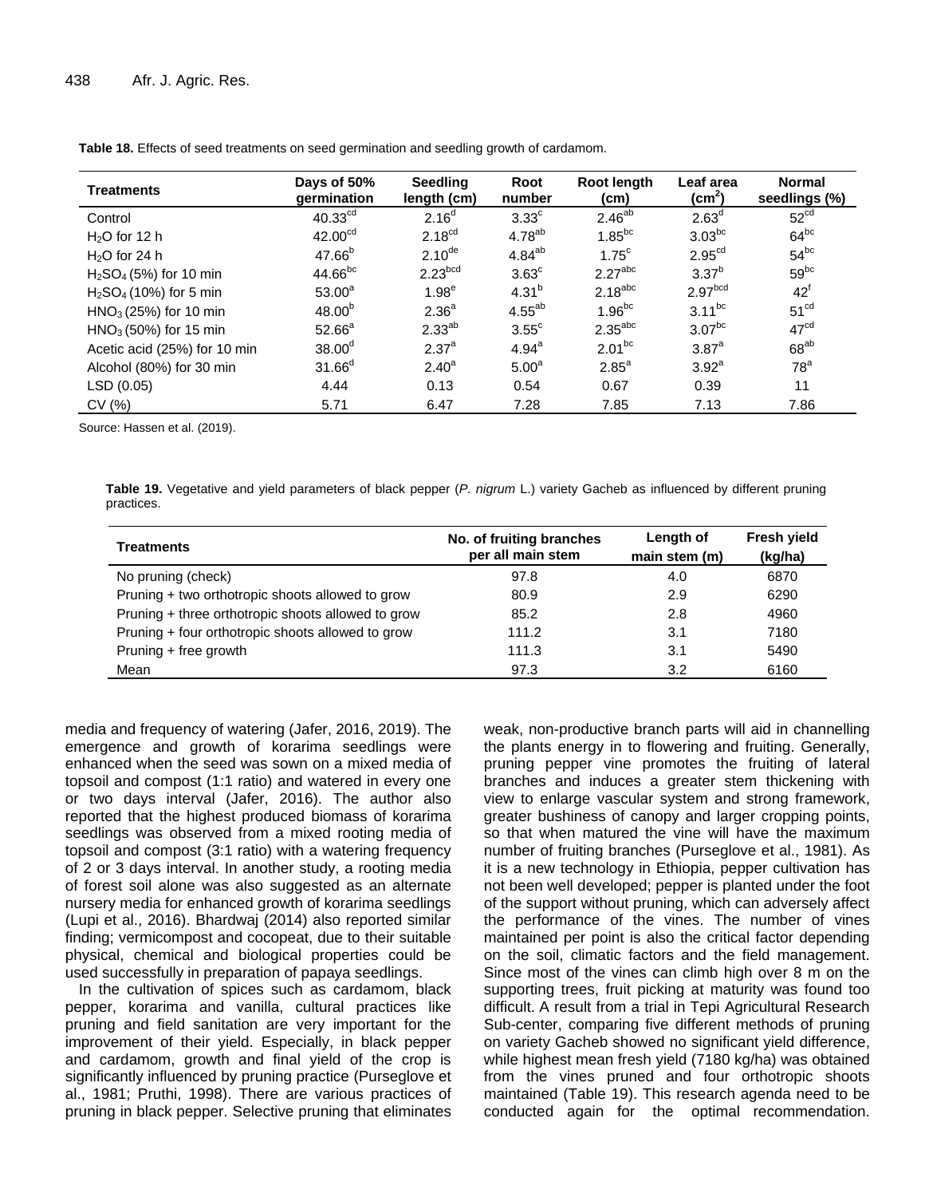**Table 18.** Effects of seed treatments on seed germination and seedling growth of cardamom.

| Treatments | Days of 50% germination | Seedling length (cm) | Root number | Root length (cm) | Leaf area ($cm^2$) | Normal seedlings (%) |
|---|---|---|---|---|---|---|
| Control | $40.33^{cd}$ | $2.16^{d}$ | $3.33^{c}$ | $2.46^{ab}$ | $2.63^{d}$ | $52^{cd}$ |
| $H_2O$ for 12 h | $42.00^{cd}$ | $2.18^{cd}$ | $4.78^{ab}$ | $1.85^{bc}$ | $3.03^{bc}$ | $64^{bc}$ |
| $H_2O$ for 24 h | $47.66^{b}$ | $2.10^{de}$ | $4.84^{ab}$ | $1.75^{c}$ | $2.95^{cd}$ | $54^{bc}$ |
| $H_2SO_4$ (5%) for 10 min | $44.66^{bc}$ | $2.23^{bcd}$ | $3.63^{c}$ | $2.27^{abc}$ | $3.37^{b}$ | $59^{bc}$ |
| $H_2SO_4$ (10%) for 5 min | $53.00^{a}$ | $1.98^{e}$ | $4.31^{b}$ | $2.18^{abc}$ | $2.97^{bcd}$ | $42^{f}$ |
| $HNO_3$ (25%) for 10 min | $48.00^{b}$ | $2.36^{a}$ | $4.55^{ab}$ | $1.96^{bc}$ | $3.11^{bc}$ | $51^{cd}$ |
| $HNO_3$ (50%) for 15 min | $52.66^{a}$ | $2.33^{ab}$ | $3.55^{c}$ | $2.35^{abc}$ | $3.07^{bc}$ | $47^{cd}$ |
| Acetic acid (25%) for 10 min | $38.00^{d}$ | $2.37^{a}$ | $4.94^{a}$ | $2.01^{bc}$ | $3.87^{a}$ | $68^{ab}$ |
| Alcohol (80%) for 30 min | $31.66^{d}$ | $2.40^{a}$ | $5.00^{a}$ | $2.85^{a}$ | $3.92^{a}$ | $78^{a}$ |
| LSD (0.05) | 4.44 | 0.13 | 0.54 | 0.67 | 0.39 | 11 |
| CV (%) | 5.71 | 6.47 | 7.28 | 7.85 | 7.13 | 7.86 |

Source: Hassen et al. (2019).

**Table 19.** Vegetative and yield parameters of black pepper (*P. nigrum* L.) variety Gacheb as influenced by different pruning practices.

| Treatments | No. of fruiting branches per all main stem | Length of main stem (m) | Fresh yield (kg/ha) |
|---|---|---|---|
| No pruning (check) | 97.8 | 4.0 | 6870 |
| Pruning + two orthotropic shoots allowed to grow | 80.9 | 2.9 | 6290 |
| Pruning + three orthotropic shoots allowed to grow | 85.2 | 2.8 | 4960 |
| Pruning + four orthotropic shoots allowed to grow | 111.2 | 3.1 | 7180 |
| Pruning + free growth | 111.3 | 3.1 | 5490 |
| Mean | 97.3 | 3.2 | 6160 |

media and frequency of watering (Jafer, 2016, 2019). The emergence and growth of korarima seedlings were enhanced when the seed was sown on a mixed media of topsoil and compost (1:1 ratio) and watered in every one or two days interval (Jafer, 2016). The author also reported that the highest produced biomass of korarima seedlings was observed from a mixed rooting media of topsoil and compost (3:1 ratio) with a watering frequency of 2 or 3 days interval. In another study, a rooting media of forest soil alone was also suggested as an alternate nursery media for enhanced growth of korarima seedlings (Lupi et al., 2016). Bhardwaj (2014) also reported similar finding; vermicompost and cocopeat, due to their suitable physical, chemical and biological properties could be used successfully in preparation of papaya seedlings.

In the cultivation of spices such as cardamom, black pepper, korarima and vanilla, cultural practices like pruning and field sanitation are very important for the improvement of their yield. Especially, in black pepper and cardamom, growth and final yield of the crop is significantly influenced by pruning practice (Purseglove et al., 1981; Pruthi, 1998). There are various practices of pruning in black pepper. Selective pruning that eliminates weak, non-productive branch parts will aid in channelling the plants energy in to flowering and fruiting. Generally, pruning pepper vine promotes the fruiting of lateral branches and induces a greater stem thickening with view to enlarge vascular system and strong framework, greater bushiness of canopy and larger cropping points, so that when matured the vine will have the maximum number of fruiting branches (Purseglove et al., 1981). As it is a new technology in Ethiopia, pepper cultivation has not been well developed; pepper is planted under the foot of the support without pruning, which can adversely affect the performance of the vines. The number of vines maintained per point is also the critical factor depending on the soil, climatic factors and the field management. Since most of the vines can climb high over 8 m on the supporting trees, fruit picking at maturity was found too difficult. A result from a trial in Tepi Agricultural Research Sub-center, comparing five different methods of pruning on variety Gacheb showed no significant yield difference, while highest mean fresh yield (7180 kg/ha) was obtained from the vines pruned and four orthotropic shoots maintained (Table 19). This research agenda need to be conducted again for the optimal recommendation.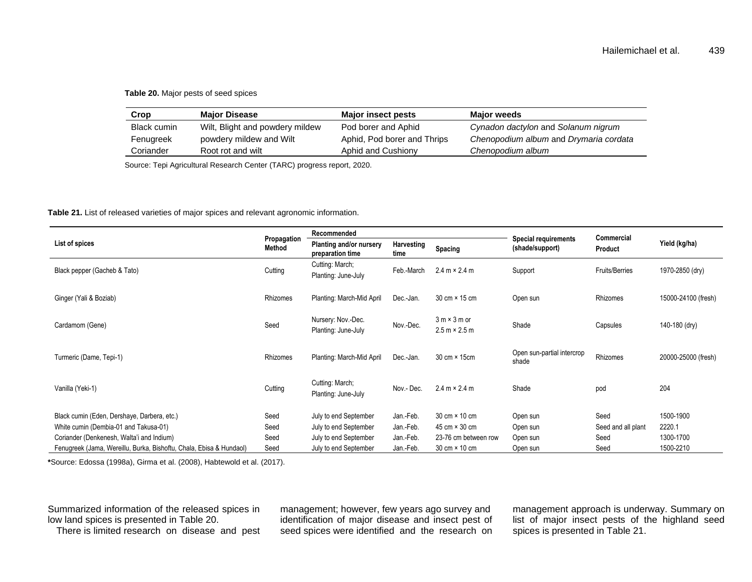**Table 20.** Major pests of seed spices

| Crop | Major Disease | Major insect pests | Major weeds |
|---|---|---|---|
| Black cumin | Wilt, Blight and powdery mildew | Pod borer and Aphid | *Cynadon dactylon* and *Solanum nigrum* |
| Fenugreek | powdery mildew and Wilt | Aphid, Pod borer and Thrips | *Chenopodium album* and *Drymaria cordata* |
| Coriander | Root rot and wilt | Aphid and Cushiony | *Chenopodium album* |

Source: Tepi Agricultural Research Center (TARC) progress report, 2020.

**Table 21.** List of released varieties of major spices and relevant agronomic information.

| List of spices | Propagation Method | Recommended | | | Special requirements (shade/support) | Commercial Product | Yield (kg/ha) |
|---|---|---|---|---|---|---|---|
| | | Planting and/or nursery preparation time | Harvesting time | Spacing | | | |
| Black pepper (Gacheb & Tato) | Cutting | Cutting: March; Planting: June-July | Feb.-March | 2.4 m × 2.4 m | Support | Fruits/Berries | 1970-2850 (dry) |
| Ginger (Yali & Boziab) | Rhizomes | Planting: March-Mid April | Dec.-Jan. | 30 cm × 15 cm | Open sun | Rhizomes | 15000-24100 (fresh) |
| Cardamom (Gene) | Seed | Nursery: Nov.-Dec. Planting: June-July | Nov.-Dec. | 3 m × 3 m or 2.5 m × 2.5 m | Shade | Capsules | 140-180 (dry) |
| Turmeric (Dame, Tepi-1) | Rhizomes | Planting: March-Mid April | Dec.-Jan. | 30 cm × 15cm | Open sun-partial intercrop shade | Rhizomes | 20000-25000 (fresh) |
| Vanilla (Yeki-1) | Cutting | Cutting: March; Planting: June-July | Nov.- Dec. | 2.4 m × 2.4 m | Shade | pod | 204 |
| Black cumin (Eden, Dershaye, Darbera, etc.) | Seed | July to end September | Jan.-Feb. | 30 cm × 10 cm | Open sun | Seed | 1500-1900 |
| White cumin (Dembia-01 and Takusa-01) | Seed | July to end September | Jan.-Feb. | 45 cm × 30 cm | Open sun | Seed and all plant | 2220.1 |
| Coriander (Denkenesh, Walta'i and Indium) | Seed | July to end September | Jan.-Feb. | 23-76 cm between row | Open sun | Seed | 1300-1700 |
| Fenugreek (Jama, Wereillu, Burka, Bishoftu, Chala, Ebisa & Hundaol) | Seed | July to end September | Jan.-Feb. | 30 cm × 10 cm | Open sun | Seed | 1500-2210 |

**\***Source: Edossa (1998a), Girma et al. (2008), Habtewold et al. (2017).

Summarized information of the released spices in low land spices is presented in Table 20.

There is limited research on disease and pest management; however, few years ago survey and identification of major disease and insect pest of seed spices were identified and the research on management approach is underway. Summary on list of major insect pests of the highland seed spices is presented in Table 21.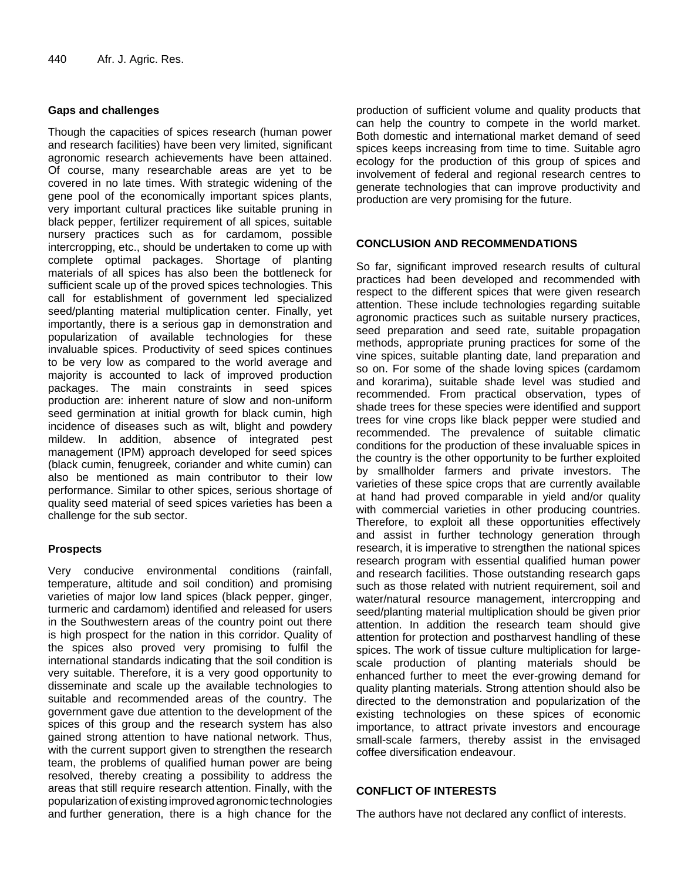## Gaps and challenges

Though the capacities of spices research (human power and research facilities) have been very limited, significant agronomic research achievements have been attained. Of course, many researchable areas are yet to be covered in no late times. With strategic widening of the gene pool of the economically important spices plants, very important cultural practices like suitable pruning in black pepper, fertilizer requirement of all spices, suitable nursery practices such as for cardamom, possible intercropping, etc., should be undertaken to come up with complete optimal packages. Shortage of planting materials of all spices has also been the bottleneck for sufficient scale up of the proved spices technologies. This call for establishment of government led specialized seed/planting material multiplication center. Finally, yet importantly, there is a serious gap in demonstration and popularization of available technologies for these invaluable spices. Productivity of seed spices continues to be very low as compared to the world average and majority is accounted to lack of improved production packages. The main constraints in seed spices production are: inherent nature of slow and non-uniform seed germination at initial growth for black cumin, high incidence of diseases such as wilt, blight and powdery mildew. In addition, absence of integrated pest management (IPM) approach developed for seed spices (black cumin, fenugreek, coriander and white cumin) can also be mentioned as main contributor to their low performance. Similar to other spices, serious shortage of quality seed material of seed spices varieties has been a challenge for the sub sector.

## Prospects

Very conducive environmental conditions (rainfall, temperature, altitude and soil condition) and promising varieties of major low land spices (black pepper, ginger, turmeric and cardamom) identified and released for users in the Southwestern areas of the country point out there is high prospect for the nation in this corridor. Quality of the spices also proved very promising to fulfil the international standards indicating that the soil condition is very suitable. Therefore, it is a very good opportunity to disseminate and scale up the available technologies to suitable and recommended areas of the country. The government gave due attention to the development of the spices of this group and the research system has also gained strong attention to have national network. Thus, with the current support given to strengthen the research team, the problems of qualified human power are being resolved, thereby creating a possibility to address the areas that still require research attention. Finally, with the popularization of existing improved agronomic technologies and further generation, there is a high chance for the production of sufficient volume and quality products that can help the country to compete in the world market. Both domestic and international market demand of seed spices keeps increasing from time to time. Suitable agro ecology for the production of this group of spices and involvement of federal and regional research centres to generate technologies that can improve productivity and production are very promising for the future.

## CONCLUSION AND RECOMMENDATIONS

So far, significant improved research results of cultural practices had been developed and recommended with respect to the different spices that were given research attention. These include technologies regarding suitable agronomic practices such as suitable nursery practices, seed preparation and seed rate, suitable propagation methods, appropriate pruning practices for some of the vine spices, suitable planting date, land preparation and so on. For some of the shade loving spices (cardamom and korarima), suitable shade level was studied and recommended. From practical observation, types of shade trees for these species were identified and support trees for vine crops like black pepper were studied and recommended. The prevalence of suitable climatic conditions for the production of these invaluable spices in the country is the other opportunity to be further exploited by smallholder farmers and private investors. The varieties of these spice crops that are currently available at hand had proved comparable in yield and/or quality with commercial varieties in other producing countries. Therefore, to exploit all these opportunities effectively and assist in further technology generation through research, it is imperative to strengthen the national spices research program with essential qualified human power and research facilities. Those outstanding research gaps such as those related with nutrient requirement, soil and water/natural resource management, intercropping and seed/planting material multiplication should be given prior attention. In addition the research team should give attention for protection and postharvest handling of these spices. The work of tissue culture multiplication for large-scale production of planting materials should be enhanced further to meet the ever-growing demand for quality planting materials. Strong attention should also be directed to the demonstration and popularization of the existing technologies on these spices of economic importance, to attract private investors and encourage small-scale farmers, thereby assist in the envisaged coffee diversification endeavour.

## CONFLICT OF INTERESTS

The authors have not declared any conflict of interests.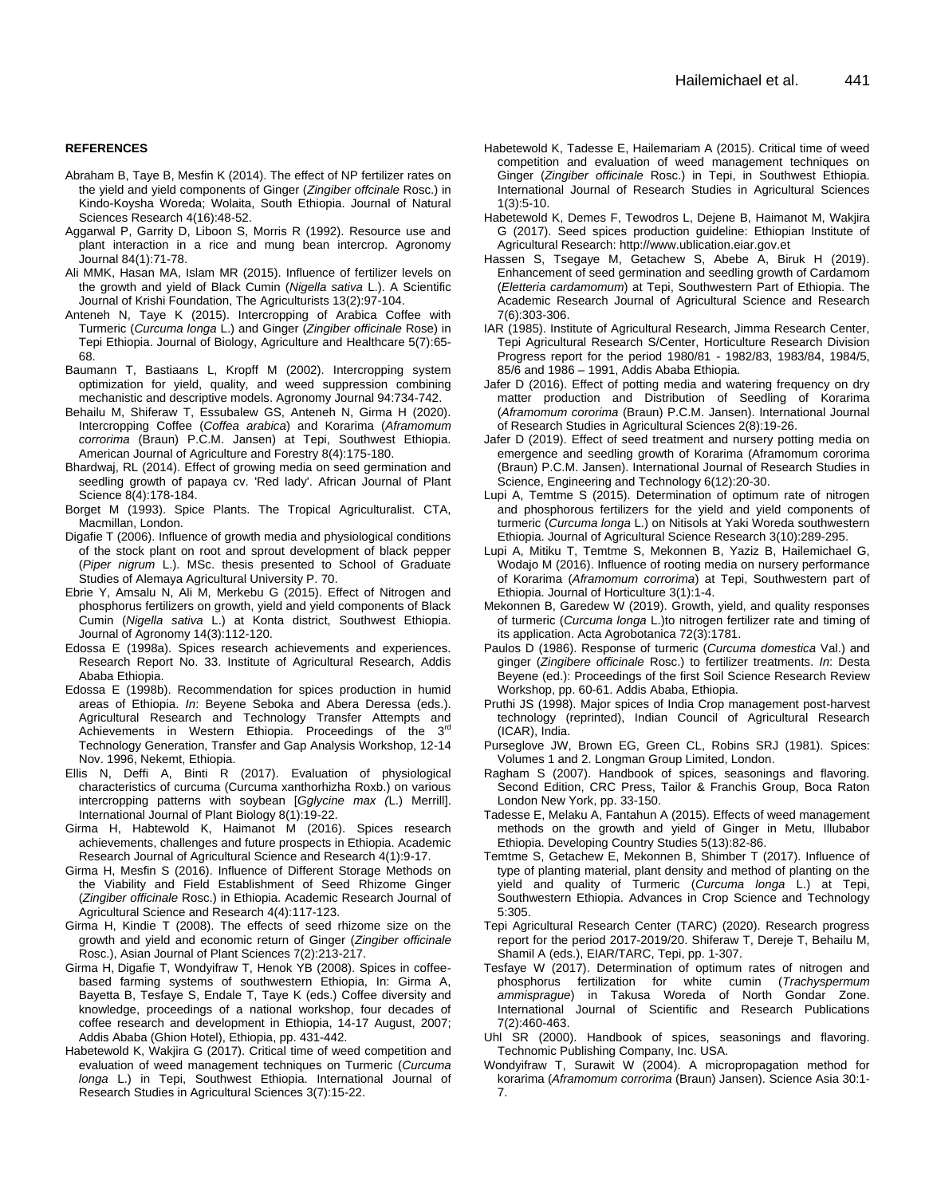## REFERENCES

Abraham B, Taye B, Mesfin K (2014). The effect of NP fertilizer rates on the yield and yield components of Ginger (*Zingiber offcinale* Rosc.) in Kindo-Koysha Woreda; Wolaita, South Ethiopia. Journal of Natural Sciences Research 4(16):48-52.

Aggarwal P, Garrity D, Liboon S, Morris R (1992). Resource use and plant interaction in a rice and mung bean intercrop. Agronomy Journal 84(1):71-78.

Ali MMK, Hasan MA, Islam MR (2015). Influence of fertilizer levels on the growth and yield of Black Cumin (*Nigella sativa* L.). A Scientific Journal of Krishi Foundation, The Agriculturists 13(2):97-104.

Anteneh N, Taye K (2015). Intercropping of Arabica Coffee with Turmeric (*Curcuma longa* L.) and Ginger (*Zingiber officinale* Rose) in Tepi Ethiopia. Journal of Biology, Agriculture and Healthcare 5(7):65-68.

Baumann T, Bastiaans L, Kropff M (2002). Intercropping system optimization for yield, quality, and weed suppression combining mechanistic and descriptive models. Agronomy Journal 94:734-742.

Behailu M, Shiferaw T, Essubalew GS, Anteneh N, Girma H (2020). Intercropping Coffee (*Coffea arabica*) and Korarima (*Aframomum corrorima* (Braun) P.C.M. Jansen) at Tepi, Southwest Ethiopia. American Journal of Agriculture and Forestry 8(4):175-180.

Bhardwaj, RL (2014). Effect of growing media on seed germination and seedling growth of papaya cv. 'Red lady'. African Journal of Plant Science 8(4):178-184.

Borget M (1993). Spice Plants. The Tropical Agriculturalist. CTA, Macmillan, London.

Digafie T (2006). Influence of growth media and physiological conditions of the stock plant on root and sprout development of black pepper (*Piper nigrum* L.). MSc. thesis presented to School of Graduate Studies of Alemaya Agricultural University P. 70.

Ebrie Y, Amsalu N, Ali M, Merkebu G (2015). Effect of Nitrogen and phosphorus fertilizers on growth, yield and yield components of Black Cumin (*Nigella sativa* L.) at Konta district, Southwest Ethiopia. Journal of Agronomy 14(3):112-120.

Edossa E (1998a). Spices research achievements and experiences. Research Report No. 33. Institute of Agricultural Research, Addis Ababa Ethiopia.

Edossa E (1998b). Recommendation for spices production in humid areas of Ethiopia. *In*: Beyene Seboka and Abera Deressa (eds.). Agricultural Research and Technology Transfer Attempts and Achievements in Western Ethiopia. Proceedings of the 3rd Technology Generation, Transfer and Gap Analysis Workshop, 12-14 Nov. 1996, Nekemt, Ethiopia.

Ellis N, Deffi A, Binti R (2017). Evaluation of physiological characteristics of curcuma (Curcuma xanthorhizha Roxb.) on various intercropping patterns with soybean [*Gglycine max (*L.) Merrill]. International Journal of Plant Biology 8(1):19-22.

Girma H, Habtewold K, Haimanot M (2016). Spices research achievements, challenges and future prospects in Ethiopia. Academic Research Journal of Agricultural Science and Research 4(1):9-17.

Girma H, Mesfin S (2016). Influence of Different Storage Methods on the Viability and Field Establishment of Seed Rhizome Ginger (*Zingiber officinale* Rosc.) in Ethiopia. Academic Research Journal of Agricultural Science and Research 4(4):117-123.

Girma H, Kindie T (2008). The effects of seed rhizome size on the growth and yield and economic return of Ginger (*Zingiber officinale* Rosc.), Asian Journal of Plant Sciences 7(2):213-217.

Girma H, Digafie T, Wondyifraw T, Henok YB (2008). Spices in coffee-based farming systems of southwestern Ethiopia, In: Girma A, Bayetta B, Tesfaye S, Endale T, Taye K (eds.) Coffee diversity and knowledge, proceedings of a national workshop, four decades of coffee research and development in Ethiopia, 14-17 August, 2007; Addis Ababa (Ghion Hotel), Ethiopia, pp. 431-442.

Habetewold K, Wakjira G (2017). Critical time of weed competition and evaluation of weed management techniques on Turmeric (*Curcuma longa* L.) in Tepi, Southwest Ethiopia. International Journal of Research Studies in Agricultural Sciences 3(7):15-22.

Habetewold K, Tadesse E, Hailemariam A (2015). Critical time of weed competition and evaluation of weed management techniques on Ginger (*Zingiber officinale* Rosc.) in Tepi, in Southwest Ethiopia. International Journal of Research Studies in Agricultural Sciences 1(3):5-10.

Habetewold K, Demes F, Tewodros L, Dejene B, Haimanot M, Wakjira G (2017). Seed spices production guideline: Ethiopian Institute of Agricultural Research: http://www.ublication.eiar.gov.et

Hassen S, Tsegaye M, Getachew S, Abebe A, Biruk H (2019). Enhancement of seed germination and seedling growth of Cardamom (*Eletteria cardamomum*) at Tepi, Southwestern Part of Ethiopia. The Academic Research Journal of Agricultural Science and Research 7(6):303-306.

IAR (1985). Institute of Agricultural Research, Jimma Research Center, Tepi Agricultural Research S/Center, Horticulture Research Division Progress report for the period 1980/81 - 1982/83, 1983/84, 1984/5, 85/6 and 1986 – 1991, Addis Ababa Ethiopia.

Jafer D (2016). Effect of potting media and watering frequency on dry matter production and Distribution of Seedling of Korarima (*Aframomum cororima* (Braun) P.C.M. Jansen). International Journal of Research Studies in Agricultural Sciences 2(8):19-26.

Jafer D (2019). Effect of seed treatment and nursery potting media on emergence and seedling growth of Korarima (Aframomum cororima (Braun) P.C.M. Jansen). International Journal of Research Studies in Science, Engineering and Technology 6(12):20-30.

Lupi A, Temtme S (2015). Determination of optimum rate of nitrogen and phosphorous fertilizers for the yield and yield components of turmeric (*Curcuma longa* L.) on Nitisols at Yaki Woreda southwestern Ethiopia. Journal of Agricultural Science Research 3(10):289-295.

Lupi A, Mitiku T, Temtme S, Mekonnen B, Yaziz B, Hailemichael G, Wodajo M (2016). Influence of rooting media on nursery performance of Korarima (*Aframomum corrorima*) at Tepi, Southwestern part of Ethiopia. Journal of Horticulture 3(1):1-4.

Mekonnen B, Garedew W (2019). Growth, yield, and quality responses of turmeric (*Curcuma longa* L.)to nitrogen fertilizer rate and timing of its application. Acta Agrobotanica 72(3):1781.

Paulos D (1986). Response of turmeric (*Curcuma domestica* Val.) and ginger (*Zingibere officinale* Rosc.) to fertilizer treatments. *In*: Desta Beyene (ed.): Proceedings of the first Soil Science Research Review Workshop, pp. 60-61. Addis Ababa, Ethiopia.

Pruthi JS (1998). Major spices of India Crop management post-harvest technology (reprinted), Indian Council of Agricultural Research (ICAR), India.

Purseglove JW, Brown EG, Green CL, Robins SRJ (1981). Spices: Volumes 1 and 2. Longman Group Limited, London.

Ragham S (2007). Handbook of spices, seasonings and flavoring. Second Edition, CRC Press, Tailor & Franchis Group, Boca Raton London New York, pp. 33-150.

Tadesse E, Melaku A, Fantahun A (2015). Effects of weed management methods on the growth and yield of Ginger in Metu, Illubabor Ethiopia. Developing Country Studies 5(13):82-86.

Temtme S, Getachew E, Mekonnen B, Shimber T (2017). Influence of type of planting material, plant density and method of planting on the yield and quality of Turmeric (*Curcuma longa* L.) at Tepi, Southwestern Ethiopia. Advances in Crop Science and Technology 5:305.

Tepi Agricultural Research Center (TARC) (2020). Research progress report for the period 2017-2019/20. Shiferaw T, Dereje T, Behailu M, Shamil A (eds.), EIAR/TARC, Tepi, pp. 1-307.

Tesfaye W (2017). Determination of optimum rates of nitrogen and phosphorus fertilization for white cumin (*Trachyspermum ammisprague*) in Takusa Woreda of North Gondar Zone. International Journal of Scientific and Research Publications 7(2):460-463.

Uhl SR (2000). Handbook of spices, seasonings and flavoring. Technomic Publishing Company, Inc. USA.

Wondyifraw T, Surawit W (2004). A micropropagation method for korarima (*Aframomum corrorima* (Braun) Jansen). Science Asia 30:1-7.